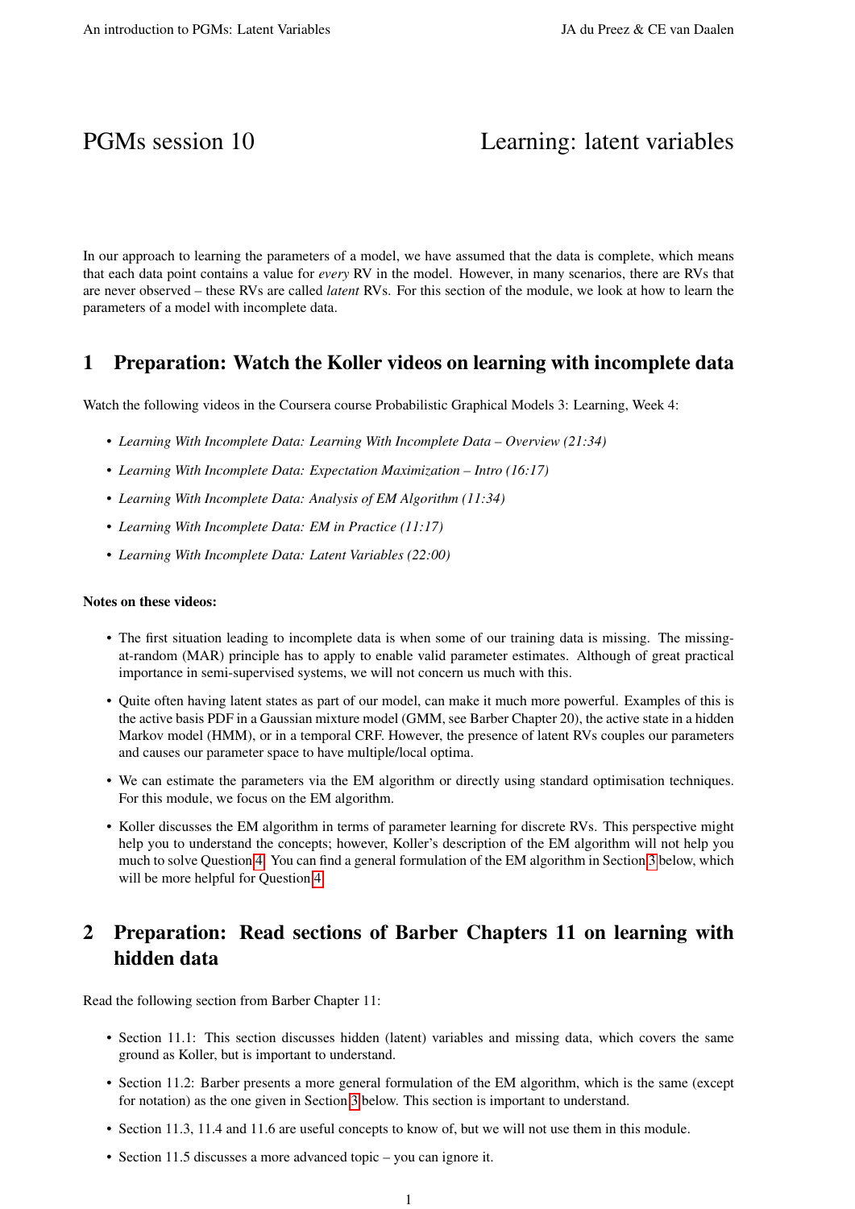# PGMs session 10 — Learning: latent variables

In our approach to learning the parameters of a model, we have assumed that the data is complete, which means that each data point contains a value for *every* RV in the model. However, in many scenarios, there are RVs that are never observed – these RVs are called *latent* RVs. For this section of the module, we look at how to learn the parameters of a model with incomplete data.

## 1 Preparation: Watch the Koller videos on learning with incomplete data

Watch the following videos in the Coursera course Probabilistic Graphical Models 3: Learning, Week 4:

- *Learning With Incomplete Data: Learning With Incomplete Data – Overview (21:34)*
- *Learning With Incomplete Data: Expectation Maximization – Intro (16:17)*
- *Learning With Incomplete Data: Analysis of EM Algorithm (11:34)*
- *Learning With Incomplete Data: EM in Practice (11:17)*
- *Learning With Incomplete Data: Latent Variables (22:00)*

**Notes on these videos:**

- The first situation leading to incomplete data is when some of our training data is missing. The missing-at-random (MAR) principle has to apply to enable valid parameter estimates. Although of great practical importance in semi-supervised systems, we will not concern us much with this.
- Quite often having latent states as part of our model, can make it much more powerful. Examples of this is the active basis PDF in a Gaussian mixture model (GMM, see Barber Chapter 20), the active state in a hidden Markov model (HMM), or in a temporal CRF. However, the presence of latent RVs couples our parameters and causes our parameter space to have multiple/local optima.
- We can estimate the parameters via the EM algorithm or directly using standard optimisation techniques. For this module, we focus on the EM algorithm.
- Koller discusses the EM algorithm in terms of parameter learning for discrete RVs. This perspective might help you to understand the concepts; however, Koller's description of the EM algorithm will not help you much to solve Question 4. You can find a general formulation of the EM algorithm in Section 3 below, which will be more helpful for Question 4.

## 2 Preparation: Read sections of Barber Chapters 11 on learning with hidden data

Read the following section from Barber Chapter 11:

- Section 11.1: This section discusses hidden (latent) variables and missing data, which covers the same ground as Koller, but is important to understand.
- Section 11.2: Barber presents a more general formulation of the EM algorithm, which is the same (except for notation) as the one given in Section 3 below. This section is important to understand.
- Section 11.3, 11.4 and 11.6 are useful concepts to know of, but we will not use them in this module.
- Section 11.5 discusses a more advanced topic – you can ignore it.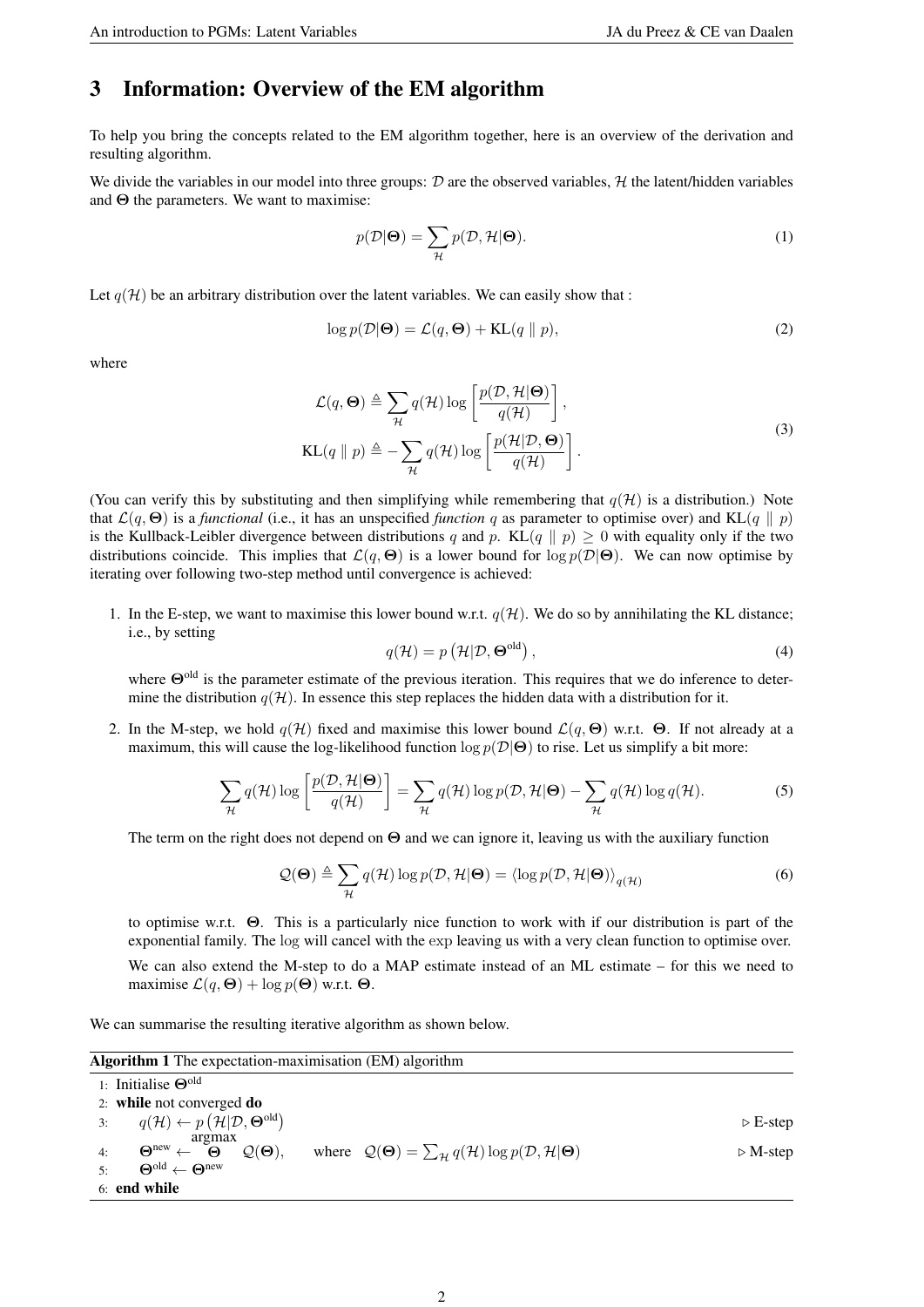## 3 Information: Overview of the EM algorithm

To help you bring the concepts related to the EM algorithm together, here is an overview of the derivation and resulting algorithm.

We divide the variables in our model into three groups: $\mathcal{D}$ are the observed variables, $\mathcal{H}$ the latent/hidden variables and $\mathbf{\Theta}$ the parameters. We want to maximise:

$$p(\mathcal{D}|\mathbf{\Theta}) = \sum_{\mathcal{H}} p(\mathcal{D}, \mathcal{H}|\mathbf{\Theta}). \tag{1}$$

Let $q(\mathcal{H})$ be an arbitrary distribution over the latent variables. We can easily show that :

$$\log p(\mathcal{D}|\mathbf{\Theta}) = \mathcal{L}(q, \mathbf{\Theta}) + \mathrm{KL}(q \parallel p), \tag{2}$$

where

$$\begin{aligned} \mathcal{L}(q, \mathbf{\Theta}) &\triangleq \sum_{\mathcal{H}} q(\mathcal{H}) \log \left[ \frac{p(\mathcal{D}, \mathcal{H}|\mathbf{\Theta})}{q(\mathcal{H})} \right], \\ \mathrm{KL}(q \parallel p) &\triangleq - \sum_{\mathcal{H}} q(\mathcal{H}) \log \left[ \frac{p(\mathcal{H}|\mathcal{D}, \mathbf{\Theta})}{q(\mathcal{H})} \right]. \end{aligned} \tag{3}$$

(You can verify this by substituting and then simplifying while remembering that $q(\mathcal{H})$ is a distribution.) Note that $\mathcal{L}(q, \mathbf{\Theta})$ is a *functional* (i.e., it has an unspecified *function* $q$ as parameter to optimise over) and $\mathrm{KL}(q \parallel p)$ is the Kullback-Leibler divergence between distributions $q$ and $p$. $\mathrm{KL}(q \parallel p) \geq 0$ with equality only if the two distributions coincide. This implies that $\mathcal{L}(q, \mathbf{\Theta})$ is a lower bound for $\log p(\mathcal{D}|\mathbf{\Theta})$. We can now optimise by iterating over following two-step method until convergence is achieved:

1. In the E-step, we want to maximise this lower bound w.r.t. $q(\mathcal{H})$. We do so by annihilating the KL distance; i.e., by setting

$$q(\mathcal{H}) = p\left(\mathcal{H}|\mathcal{D}, \mathbf{\Theta}^{\text{old}}\right), \tag{4}$$

   where $\mathbf{\Theta}^{\text{old}}$ is the parameter estimate of the previous iteration. This requires that we do inference to determine the distribution $q(\mathcal{H})$. In essence this step replaces the hidden data with a distribution for it.

2. In the M-step, we hold $q(\mathcal{H})$ fixed and maximise this lower bound $\mathcal{L}(q, \mathbf{\Theta})$ w.r.t. $\mathbf{\Theta}$. If not already at a maximum, this will cause the log-likelihood function $\log p(\mathcal{D}|\mathbf{\Theta})$ to rise. Let us simplify a bit more:

$$\sum_{\mathcal{H}} q(\mathcal{H}) \log \left[ \frac{p(\mathcal{D}, \mathcal{H}|\mathbf{\Theta})}{q(\mathcal{H})} \right] = \sum_{\mathcal{H}} q(\mathcal{H}) \log p(\mathcal{D}, \mathcal{H}|\mathbf{\Theta}) - \sum_{\mathcal{H}} q(\mathcal{H}) \log q(\mathcal{H}). \tag{5}$$

   The term on the right does not depend on $\mathbf{\Theta}$ and we can ignore it, leaving us with the auxiliary function

$$\mathcal{Q}(\mathbf{\Theta}) \triangleq \sum_{\mathcal{H}} q(\mathcal{H}) \log p(\mathcal{D}, \mathcal{H}|\mathbf{\Theta}) = \langle \log p(\mathcal{D}, \mathcal{H}|\mathbf{\Theta}) \rangle_{q(\mathcal{H})} \tag{6}$$

   to optimise w.r.t. $\mathbf{\Theta}$. This is a particularly nice function to work with if our distribution is part of the exponential family. The $\log$ will cancel with the $\exp$ leaving us with a very clean function to optimise over.

   We can also extend the M-step to do a MAP estimate instead of an ML estimate – for this we need to maximise $\mathcal{L}(q, \mathbf{\Theta}) + \log p(\mathbf{\Theta})$ w.r.t. $\mathbf{\Theta}$.

We can summarise the resulting iterative algorithm as shown below.

**Algorithm 1** The expectation-maximisation (EM) algorithm

```
1: Initialise Θ^old
2: while not converged do
3:     q(H) ← p(H|D, Θ^old)                                              ▷ E-step
4:     Θ^new ← argmax_Θ Q(Θ),   where  Q(Θ) = Σ_H q(H) log p(D, H|Θ)     ▷ M-step
5:     Θ^old ← Θ^new
6: end while
```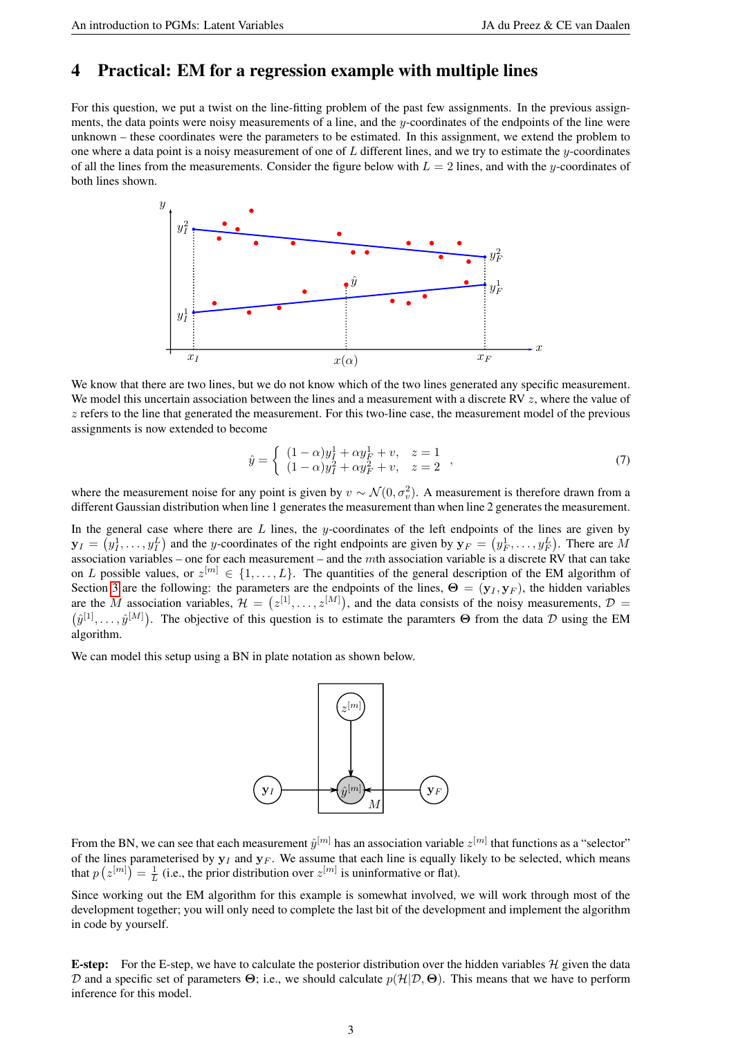## 4 Practical: EM for a regression example with multiple lines

For this question, we put a twist on the line-fitting problem of the past few assignments. In the previous assignments, the data points were noisy measurements of a line, and the $y$-coordinates of the endpoints of the line were unknown – these coordinates were the parameters to be estimated. In this assignment, we extend the problem to one where a data point is a noisy measurement of one of $L$ different lines, and we try to estimate the $y$-coordinates of all the lines from the measurements. Consider the figure below with $L = 2$ lines, and with the $y$-coordinates of both lines shown.

We know that there are two lines, but we do not know which of the two lines generated any specific measurement. We model this uncertain association between the lines and a measurement with a discrete RV $z$, where the value of $z$ refers to the line that generated the measurement. For this two-line case, the measurement model of the previous assignments is now extended to become

$$\hat{y} = \begin{cases} (1-\alpha)y_I^1 + \alpha y_F^1 + v, & z = 1 \\ (1-\alpha)y_I^2 + \alpha y_F^2 + v, & z = 2 \end{cases}, \tag{7}$$

where the measurement noise for any point is given by $v \sim \mathcal{N}(0, \sigma_v^2)$. A measurement is therefore drawn from a different Gaussian distribution when line 1 generates the measurement than when line 2 generates the measurement.

In the general case where there are $L$ lines, the $y$-coordinates of the left endpoints of the lines are given by $\mathbf{y}_I = (y_I^1, \ldots, y_I^L)$ and the $y$-coordinates of the right endpoints are given by $\mathbf{y}_F = (y_F^1, \ldots, y_F^L)$. There are $M$ association variables – one for each measurement – and the $m$th association variable is a discrete RV that can take on $L$ possible values, or $z^{[m]} \in \{1, \ldots, L\}$. The quantities of the general description of the EM algorithm of Section 3 are the following: the parameters are the endpoints of the lines, $\boldsymbol{\Theta} = (\mathbf{y}_I, \mathbf{y}_F)$, the hidden variables are the $M$ association variables, $\mathcal{H} = (z^{[1]}, \ldots, z^{[M]})$, and the data consists of the noisy measurements, $\mathcal{D} = (\hat{y}^{[1]}, \ldots, \hat{y}^{[M]})$. The objective of this question is to estimate the paramters $\boldsymbol{\Theta}$ from the data $\mathcal{D}$ using the EM algorithm.

We can model this setup using a BN in plate notation as shown below.

From the BN, we can see that each measurement $\hat{y}^{[m]}$ has an association variable $z^{[m]}$ that functions as a "selector" of the lines parameterised by $\mathbf{y}_I$ and $\mathbf{y}_F$. We assume that each line is equally likely to be selected, which means that $p\left(z^{[m]}\right) = \frac{1}{L}$ (i.e., the prior distribution over $z^{[m]}$ is uninformative or flat).

Since working out the EM algorithm for this example is somewhat involved, we will work through most of the development together; you will only need to complete the last bit of the development and implement the algorithm in code by yourself.

**E-step:** For the E-step, we have to calculate the posterior distribution over the hidden variables $\mathcal{H}$ given the data $\mathcal{D}$ and a specific set of parameters $\boldsymbol{\Theta}$; i.e., we should calculate $p(\mathcal{H}|\mathcal{D}, \boldsymbol{\Theta})$. This means that we have to perform inference for this model.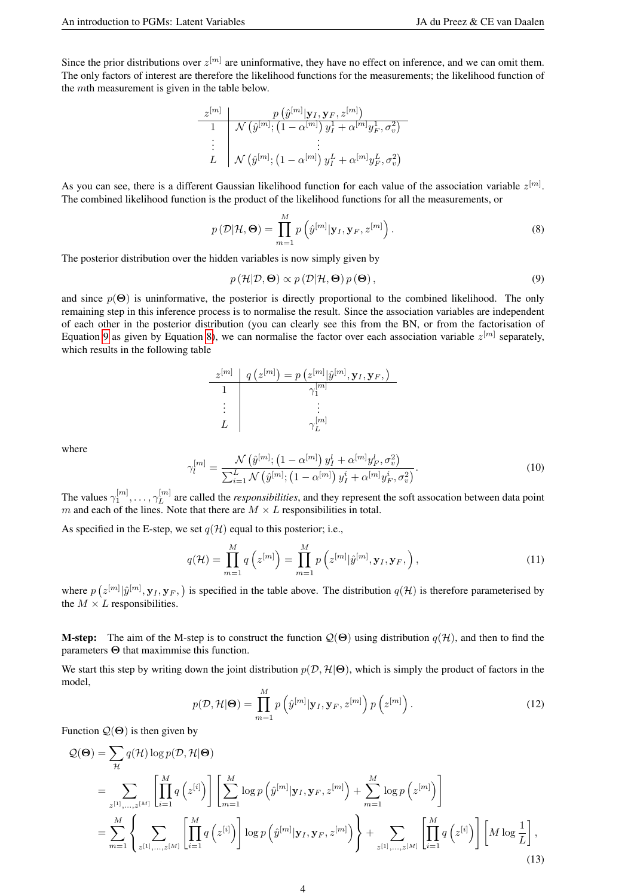Since the prior distributions over $z^{[m]}$ are uninformative, they have no effect on inference, and we can omit them. The only factors of interest are therefore the likelihood functions for the measurements; the likelihood function of the $m$th measurement is given in the table below.

| $z^{[m]}$ | $p\left(\hat{y}^{[m]} \mid \mathbf{y}_I, \mathbf{y}_F, z^{[m]}\right)$ |
|---|---|
| 1 | $\mathcal{N}\left(\hat{y}^{[m]}; \left(1-\alpha^{[m]}\right) y_I^1 + \alpha^{[m]} y_F^1, \sigma_v^2\right)$ |
| $\vdots$ | $\vdots$ |
| $L$ | $\mathcal{N}\left(\hat{y}^{[m]}; \left(1-\alpha^{[m]}\right) y_I^L + \alpha^{[m]} y_F^L, \sigma_v^2\right)$ |

As you can see, there is a different Gaussian likelihood function for each value of the association variable $z^{[m]}$. The combined likelihood function is the product of the likelihood functions for all the measurements, or

$$p\left(\mathcal{D} \mid \mathcal{H}, \boldsymbol{\Theta}\right) = \prod_{m=1}^{M} p\left(\hat{y}^{[m]} \mid \mathbf{y}_I, \mathbf{y}_F, z^{[m]}\right). \tag{8}$$

The posterior distribution over the hidden variables is now simply given by

$$p\left(\mathcal{H} \mid \mathcal{D}, \boldsymbol{\Theta}\right) \propto p\left(\mathcal{D} \mid \mathcal{H}, \boldsymbol{\Theta}\right) p\left(\boldsymbol{\Theta}\right), \tag{9}$$

and since $p(\boldsymbol{\Theta})$ is uninformative, the posterior is directly proportional to the combined likelihood. The only remaining step in this inference process is to normalise the result. Since the association variables are independent of each other in the posterior distribution (you can clearly see this from the BN, or from the factorisation of Equation 9 as given by Equation 8), we can normalise the factor over each association variable $z^{[m]}$ separately, which results in the following table

| $z^{[m]}$ | $q\left(z^{[m]}\right) = p\left(z^{[m]} \mid \hat{y}^{[m]}, \mathbf{y}_I, \mathbf{y}_F, \right)$ |
|---|---|
| 1 | $\gamma_1^{[m]}$ |
| $\vdots$ | $\vdots$ |
| $L$ | $\gamma_L^{[m]}$ |

where

$$\gamma_l^{[m]} = \frac{\mathcal{N}\left(\hat{y}^{[m]}; \left(1-\alpha^{[m]}\right) y_I^l + \alpha^{[m]} y_F^l, \sigma_v^2\right)}{\sum_{i=1}^{L} \mathcal{N}\left(\hat{y}^{[m]}; \left(1-\alpha^{[m]}\right) y_I^i + \alpha^{[m]} y_F^i, \sigma_v^2\right)}. \tag{10}$$

The values $\gamma_1^{[m]}, \ldots, \gamma_L^{[m]}$ are called the *responsibilities*, and they represent the soft assocation between data point $m$ and each of the lines. Note that there are $M \times L$ responsibilities in total.

As specified in the E-step, we set $q(\mathcal{H})$ equal to this posterior; i.e.,

$$q(\mathcal{H}) = \prod_{m=1}^{M} q\left(z^{[m]}\right) = \prod_{m=1}^{M} p\left(z^{[m]} \mid \hat{y}^{[m]}, \mathbf{y}_I, \mathbf{y}_F, \right), \tag{11}$$

where $p\left(z^{[m]} \mid \hat{y}^{[m]}, \mathbf{y}_I, \mathbf{y}_F, \right)$ is specified in the table above. The distribution $q(\mathcal{H})$ is therefore parameterised by the $M \times L$ responsibilities.

**M-step:** The aim of the M-step is to construct the function $\mathcal{Q}(\boldsymbol{\Theta})$ using distribution $q(\mathcal{H})$, and then to find the parameters $\boldsymbol{\Theta}$ that maximmise this function.

We start this step by writing down the joint distribution $p(\mathcal{D}, \mathcal{H} \mid \boldsymbol{\Theta})$, which is simply the product of factors in the model,

$$p(\mathcal{D}, \mathcal{H} \mid \boldsymbol{\Theta}) = \prod_{m=1}^{M} p\left(\hat{y}^{[m]} \mid \mathbf{y}_I, \mathbf{y}_F, z^{[m]}\right) p\left(z^{[m]}\right). \tag{12}$$

Function $\mathcal{Q}(\boldsymbol{\Theta})$ is then given by

$$\begin{aligned}
\mathcal{Q}(\boldsymbol{\Theta}) &= \sum_{\mathcal{H}} q(\mathcal{H}) \log p(\mathcal{D}, \mathcal{H} \mid \boldsymbol{\Theta}) \\
&= \sum_{z^{[1]}, \ldots, z^{[M]}} \left[\prod_{i=1}^{M} q\left(z^{[i]}\right)\right] \left[\sum_{m=1}^{M} \log p\left(\hat{y}^{[m]} \mid \mathbf{y}_I, \mathbf{y}_F, z^{[m]}\right) + \sum_{m=1}^{M} \log p\left(z^{[m]}\right)\right] \\
&= \sum_{m=1}^{M} \left\{ \sum_{z^{[1]}, \ldots, z^{[M]}} \left[\prod_{i=1}^{M} q\left(z^{[i]}\right)\right] \log p\left(\hat{y}^{[m]} \mid \mathbf{y}_I, \mathbf{y}_F, z^{[m]}\right) \right\} + \sum_{z^{[1]}, \ldots, z^{[M]}} \left[\prod_{i=1}^{M} q\left(z^{[i]}\right)\right] \left[M \log \frac{1}{L}\right],
\end{aligned} \tag{13}$$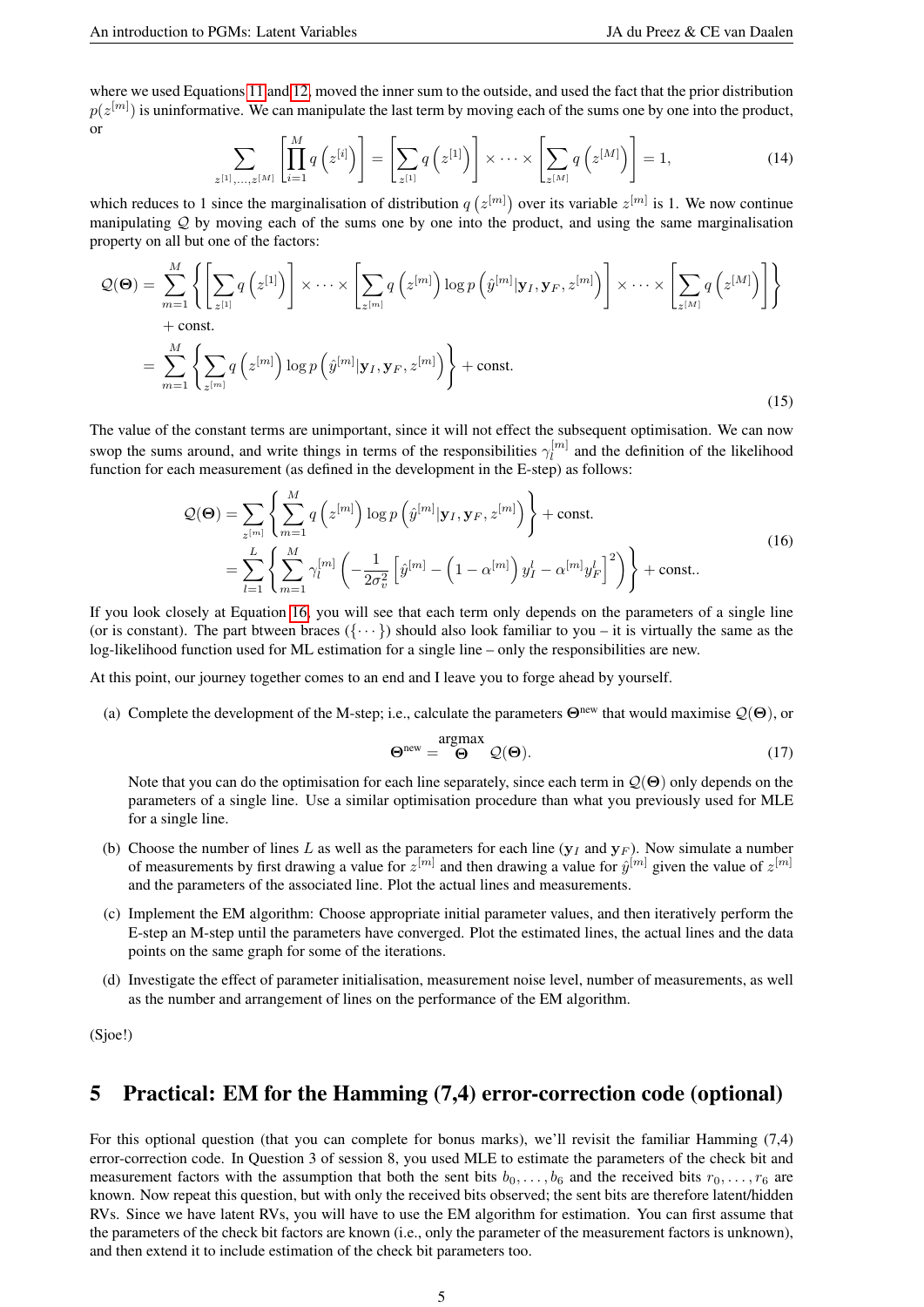where we used Equations 11 and 12, moved the inner sum to the outside, and used the fact that the prior distribution $p(z^{[m]})$ is uninformative. We can manipulate the last term by moving each of the sums one by one into the product, or

$$\sum_{z^{[1]},\ldots,z^{[M]}} \left[\prod_{i=1}^{M} q\left(z^{[i]}\right)\right] = \left[\sum_{z^{[1]}} q\left(z^{[1]}\right)\right] \times \cdots \times \left[\sum_{z^{[M]}} q\left(z^{[M]}\right)\right] = 1, \tag{14}$$

which reduces to 1 since the marginalisation of distribution $q\left(z^{[m]}\right)$ over its variable $z^{[m]}$ is 1. We now continue manipulating $\mathcal{Q}$ by moving each of the sums one by one into the product, and using the same marginalisation property on all but one of the factors:

$$\begin{aligned}
\mathcal{Q}(\mathbf{\Theta}) &= \sum_{m=1}^{M} \left\{ \left[\sum_{z^{[1]}} q\left(z^{[1]}\right)\right] \times \cdots \times \left[\sum_{z^{[m]}} q\left(z^{[m]}\right) \log p\left(\hat{y}^{[m]}|\mathbf{y}_I, \mathbf{y}_F, z^{[m]}\right)\right] \times \cdots \times \left[\sum_{z^{[M]}} q\left(z^{[M]}\right)\right] \right\} \\
&\quad + \text{const.} \\
&= \sum_{m=1}^{M} \left\{ \sum_{z^{[m]}} q\left(z^{[m]}\right) \log p\left(\hat{y}^{[m]}|\mathbf{y}_I, \mathbf{y}_F, z^{[m]}\right) \right\} + \text{const.}
\end{aligned} \tag{15}$$

The value of the constant terms are unimportant, since it will not effect the subsequent optimisation. We can now swop the sums around, and write things in terms of the responsibilities $\gamma_l^{[m]}$ and the definition of the likelihood function for each measurement (as defined in the development in the E-step) as follows:

$$\begin{aligned}
\mathcal{Q}(\mathbf{\Theta}) &= \sum_{z^{[m]}} \left\{ \sum_{m=1}^{M} q\left(z^{[m]}\right) \log p\left(\hat{y}^{[m]}|\mathbf{y}_I, \mathbf{y}_F, z^{[m]}\right) \right\} + \text{const.} \\
&= \sum_{l=1}^{L} \left\{ \sum_{m=1}^{M} \gamma_l^{[m]} \left( -\frac{1}{2\sigma_v^2} \left[\hat{y}^{[m]} - \left(1-\alpha^{[m]}\right) y_I^l - \alpha^{[m]} y_F^l \right]^2 \right) \right\} + \text{const.}.
\end{aligned} \tag{16}$$

If you look closely at Equation 16, you will see that each term only depends on the parameters of a single line (or is constant). The part btween braces ($\{\cdots\}$) should also look familiar to you – it is virtually the same as the log-likelihood function used for ML estimation for a single line – only the responsibilities are new.

At this point, our journey together comes to an end and I leave you to forge ahead by yourself.

(a) Complete the development of the M-step; i.e., calculate the parameters $\mathbf{\Theta}^{\text{new}}$ that would maximise $\mathcal{Q}(\mathbf{\Theta})$, or

$$\mathbf{\Theta}^{\text{new}} = \underset{\mathbf{\Theta}}{\text{argmax}} \; \mathcal{Q}(\mathbf{\Theta}). \tag{17}$$

Note that you can do the optimisation for each line separately, since each term in $\mathcal{Q}(\mathbf{\Theta})$ only depends on the parameters of a single line. Use a similar optimisation procedure than what you previously used for MLE for a single line.

(b) Choose the number of lines $L$ as well as the parameters for each line ($\mathbf{y}_I$ and $\mathbf{y}_F$). Now simulate a number of measurements by first drawing a value for $z^{[m]}$ and then drawing a value for $\hat{y}^{[m]}$ given the value of $z^{[m]}$ and the parameters of the associated line. Plot the actual lines and measurements.

(c) Implement the EM algorithm: Choose appropriate initial parameter values, and then iteratively perform the E-step an M-step until the parameters have converged. Plot the estimated lines, the actual lines and the data points on the same graph for some of the iterations.

(d) Investigate the effect of parameter initialisation, measurement noise level, number of measurements, as well as the number and arrangement of lines on the performance of the EM algorithm.

(Sjoe!)

## 5 Practical: EM for the Hamming (7,4) error-correction code (optional)

For this optional question (that you can complete for bonus marks), we'll revisit the familiar Hamming (7,4) error-correction code. In Question 3 of session 8, you used MLE to estimate the parameters of the check bit and measurement factors with the assumption that both the sent bits $b_0, \ldots, b_6$ and the received bits $r_0, \ldots, r_6$ are known. Now repeat this question, but with only the received bits observed; the sent bits are therefore latent/hidden RVs. Since we have latent RVs, you will have to use the EM algorithm for estimation. You can first assume that the parameters of the check bit factors are known (i.e., only the parameter of the measurement factors is unknown), and then extend it to include estimation of the check bit parameters too.